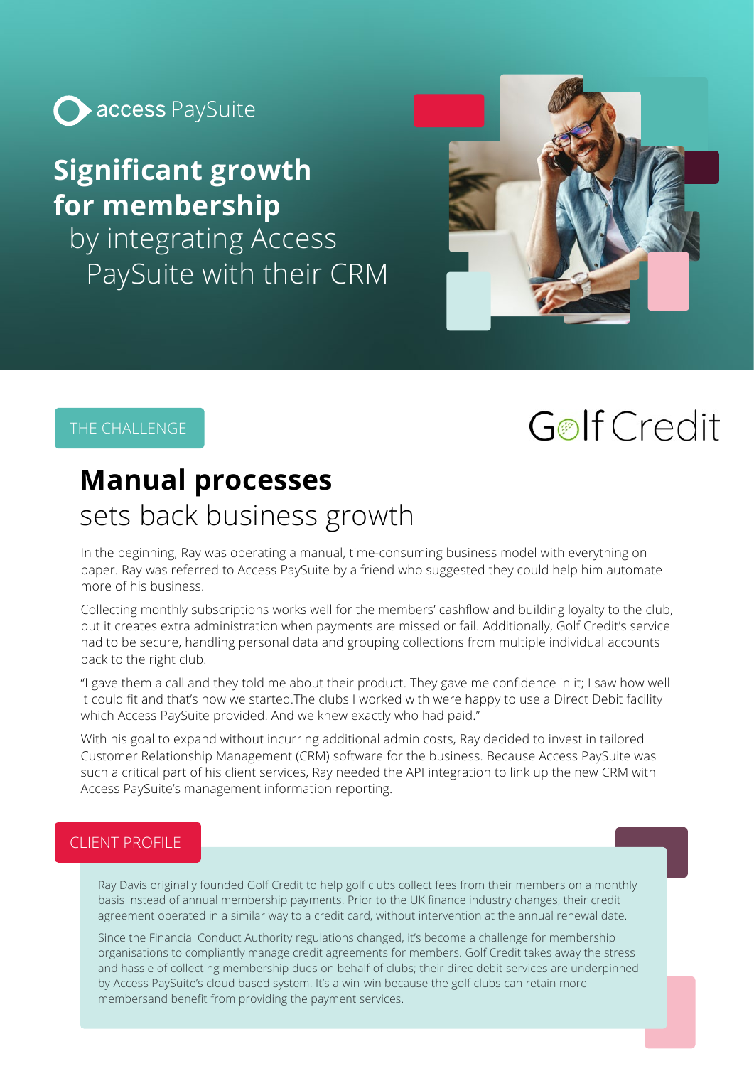access PaySuite

# Significant growth for membership by integrating Access PaySuite with their CRM

THE CHALLENGE

Golf Credit

## Manual processes sets back business growth

In the beginning, Ray was operating a manual, time-consuming business model with everything on paper. Ray was referred to Access PaySuite by a friend who suggested they could help him automate more of his business.

Collecting monthly subscriptions works well for the members' cashflow and building loyalty to the club, but it creates extra administration when payments are missed or fail. Additionally, Golf Credit's service had to be secure, handling personal data and grouping collections from multiple individual accounts back to the right club.

"I gave them a call and they told me about their product. They gave me confidence in it; I saw how well it could fit and that's how we started.The clubs I worked with were happy to use a Direct Debit facility which Access PaySuite provided. And we knew exactly who had paid."

With his goal to expand without incurring additional admin costs, Ray decided to invest in tailored Customer Relationship Management (CRM) software for the business. Because Access PaySuite was such a critical part of his client services, Ray needed the API integration to link up the new CRM with Access PaySuite's management information reporting.

CLIENT PROFILE

Ray Davis originally founded Golf Credit to help golf clubs collect fees from their members on a monthly basis instead of annual membership payments. Prior to the UK finance industry changes, their credit agreement operated in a similar way to a credit card, without intervention at the annual renewal date.

Since the Financial Conduct Authority regulations changed, it's become a challenge for membership organisations to compliantly manage credit agreements for members. Golf Credit takes away the stress and hassle of collecting membership dues on behalf of clubs; their direc debit services are underpinned by Access PaySuite's cloud based system. It's a win-win because the golf clubs can retain more membersand benefit from providing the payment services.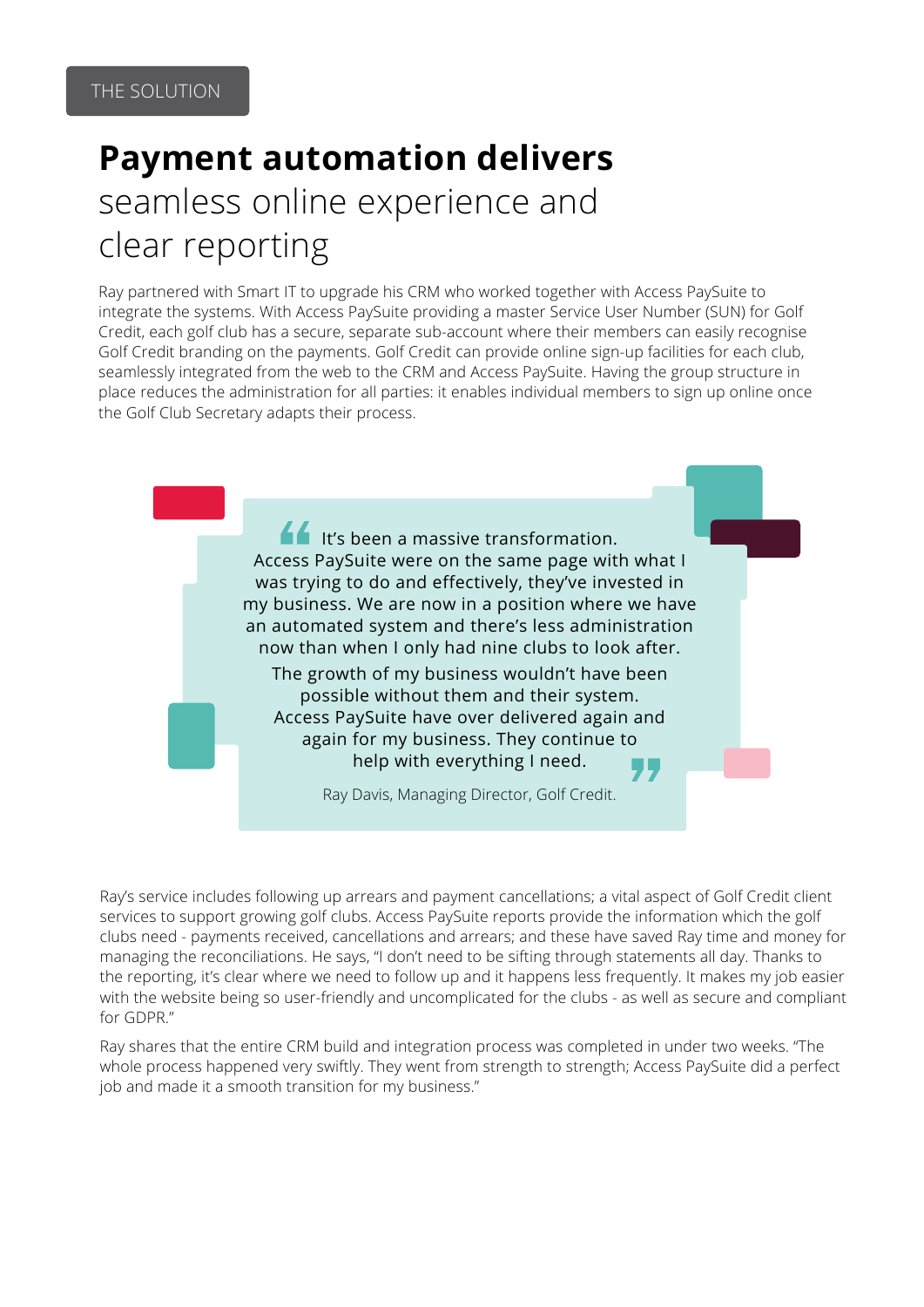THE SOLUTION

# **Payment automation delivers** seamless online experience and clear reporting

Ray partnered with Smart IT to upgrade his CRM who worked together with Access PaySuite to integrate the systems. With Access PaySuite providing a master Service User Number (SUN) for Golf Credit, each golf club has a secure, separate sub-account where their members can easily recognise Golf Credit branding on the payments. Golf Credit can provide online sign-up facilities for each club, seamlessly integrated from the web to the CRM and Access PaySuite. Having the group structure in place reduces the administration for all parties: it enables individual members to sign up online once the Golf Club Secretary adapts their process.

> "It's been a massive transformation. Access PaySuite were on the same page with what I was trying to do and effectively, they've invested in my business. We are now in a position where we have an automated system and there's less administration now than when I only had nine clubs to look after.
>
> The growth of my business wouldn't have been possible without them and their system. Access PaySuite have over delivered again and again for my business. They continue to help with everything I need."
>
> Ray Davis, Managing Director, Golf Credit.

Ray's service includes following up arrears and payment cancellations; a vital aspect of Golf Credit client services to support growing golf clubs. Access PaySuite reports provide the information which the golf clubs need - payments received, cancellations and arrears; and these have saved Ray time and money for managing the reconciliations. He says, "I don't need to be sifting through statements all day. Thanks to the reporting, it's clear where we need to follow up and it happens less frequently. It makes my job easier with the website being so user-friendly and uncomplicated for the clubs - as well as secure and compliant for GDPR."

Ray shares that the entire CRM build and integration process was completed in under two weeks. "The whole process happened very swiftly. They went from strength to strength; Access PaySuite did a perfect job and made it a smooth transition for my business."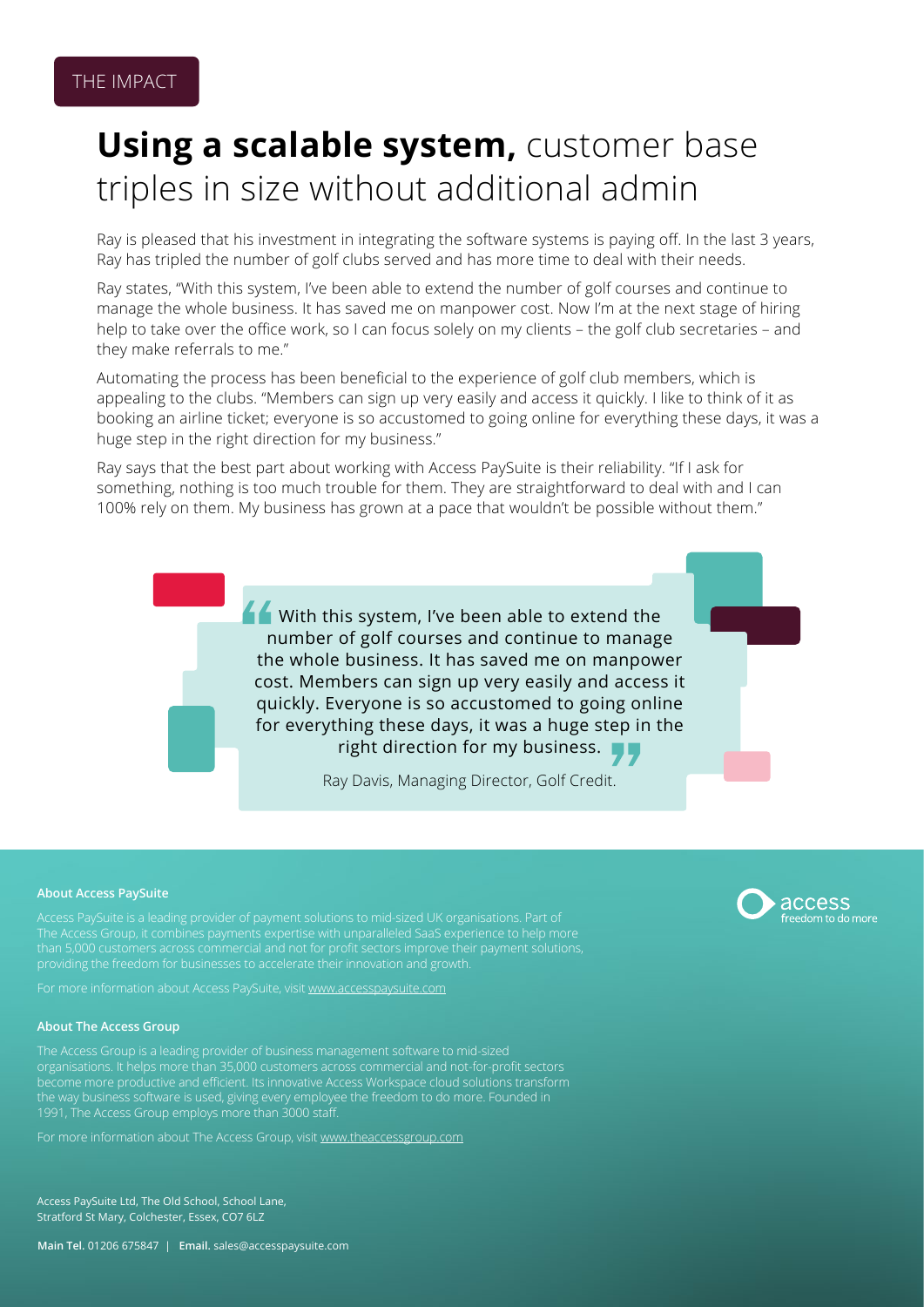THE IMPACT

# **Using a scalable system,** customer base triples in size without additional admin

Ray is pleased that his investment in integrating the software systems is paying off. In the last 3 years, Ray has tripled the number of golf clubs served and has more time to deal with their needs.

Ray states, "With this system, I've been able to extend the number of golf courses and continue to manage the whole business. It has saved me on manpower cost. Now I'm at the next stage of hiring help to take over the office work, so I can focus solely on my clients – the golf club secretaries – and they make referrals to me."

Automating the process has been beneficial to the experience of golf club members, which is appealing to the clubs. "Members can sign up very easily and access it quickly. I like to think of it as booking an airline ticket; everyone is so accustomed to going online for everything these days, it was a huge step in the right direction for my business."

Ray says that the best part about working with Access PaySuite is their reliability. "If I ask for something, nothing is too much trouble for them. They are straightforward to deal with and I can 100% rely on them. My business has grown at a pace that wouldn't be possible without them."

> "With this system, I've been able to extend the number of golf courses and continue to manage the whole business. It has saved me on manpower cost. Members can sign up very easily and access it quickly. Everyone is so accustomed to going online for everything these days, it was a huge step in the right direction for my business."
>
> Ray Davis, Managing Director, Golf Credit.

**About Access PaySuite**

Access PaySuite is a leading provider of payment solutions to mid-sized UK organisations. Part of The Access Group, it combines payments expertise with unparalleled SaaS experience to help more than 5,000 customers across commercial and not for profit sectors improve their payment solutions, providing the freedom for businesses to accelerate their innovation and growth.

For more information about Access PaySuite, visit www.accesspaysuite.com

**About The Access Group**

The Access Group is a leading provider of business management software to mid-sized organisations. It helps more than 35,000 customers across commercial and not-for-profit sectors become more productive and efficient. Its innovative Access Workspace cloud solutions transform the way business software is used, giving every employee the freedom to do more. Founded in 1991, The Access Group employs more than 3000 staff.

For more information about The Access Group, visit www.theaccessgroup.com

access
freedom to do more

Access PaySuite Ltd, The Old School, School Lane,
Stratford St Mary, Colchester, Essex, CO7 6LZ

**Main Tel.** 01206 675847 | **Email.** sales@accesspaysuite.com